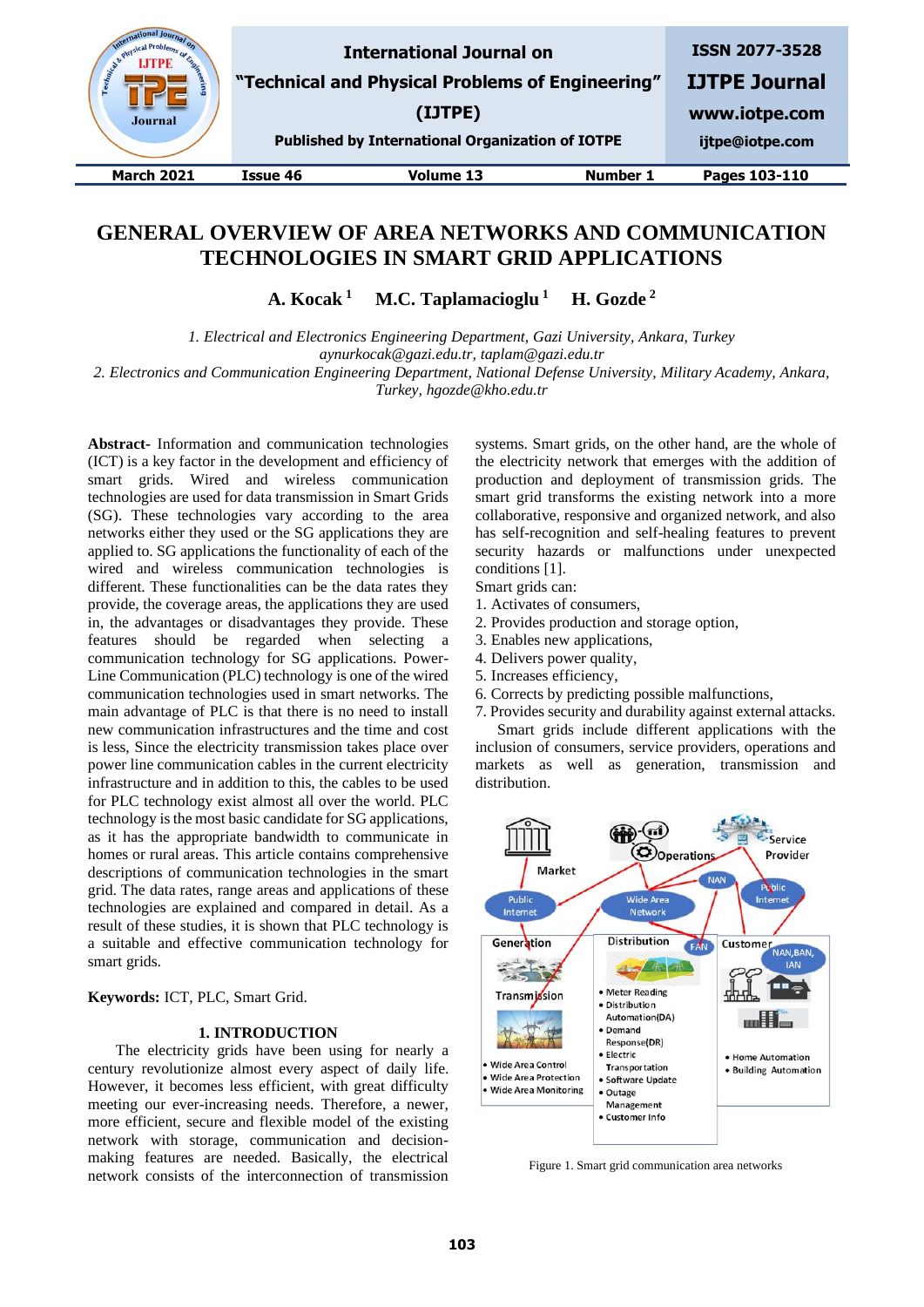# GENERAL OVERVIEW OF AREA NETWORKS AND COMMUNICATION TECHNOLOGIES IN SMART GRID APPLICATIONS

**A. Kocak [1] M.C. Taplamacioglu [1] H. Gozde [2]**

*1. Electrical and Electronics Engineering Department, Gazi University, Ankara, Turkey*
*aynurkocak@gazi.edu.tr, taplam@gazi.edu.tr*
*2. Electronics and Communication Engineering Department, National Defense University, Military Academy, Ankara, Turkey, hgozde@kho.edu.tr*

**Abstract-** Information and communication technologies (ICT) is a key factor in the development and efficiency of smart grids. Wired and wireless communication technologies are used for data transmission in Smart Grids (SG). These technologies vary according to the area networks either they used or the SG applications they are applied to. SG applications the functionality of each of the wired and wireless communication technologies is different. These functionalities can be the data rates they provide, the coverage areas, the applications they are used in, the advantages or disadvantages they provide. These features should be regarded when selecting a communication technology for SG applications. Power-Line Communication (PLC) technology is one of the wired communication technologies used in smart networks. The main advantage of PLC is that there is no need to install new communication infrastructures and the time and cost is less, Since the electricity transmission takes place over power line communication cables in the current electricity infrastructure and in addition to this, the cables to be used for PLC technology exist almost all over the world. PLC technology is the most basic candidate for SG applications, as it has the appropriate bandwidth to communicate in homes or rural areas. This article contains comprehensive descriptions of communication technologies in the smart grid. The data rates, range areas and applications of these technologies are explained and compared in detail. As a result of these studies, it is shown that PLC technology is a suitable and effective communication technology for smart grids.

**Keywords:** ICT, PLC, Smart Grid.

## 1. INTRODUCTION

The electricity grids have been using for nearly a century revolutionize almost every aspect of daily life. However, it becomes less efficient, with great difficulty meeting our ever-increasing needs. Therefore, a newer, more efficient, secure and flexible model of the existing network with storage, communication and decision-making features are needed. Basically, the electrical network consists of the interconnection of transmission systems. Smart grids, on the other hand, are the whole of the electricity network that emerges with the addition of production and deployment of transmission grids. The smart grid transforms the existing network into a more collaborative, responsive and organized network, and also has self-recognition and self-healing features to prevent security hazards or malfunctions under unexpected conditions [1].

Smart grids can:

1. Activates of consumers,
2. Provides production and storage option,
3. Enables new applications,
4. Delivers power quality,
5. Increases efficiency,
6. Corrects by predicting possible malfunctions,
7. Provides security and durability against external attacks.

Smart grids include different applications with the inclusion of consumers, service providers, operations and markets as well as generation, transmission and distribution.

Figure 1. Smart grid communication area networks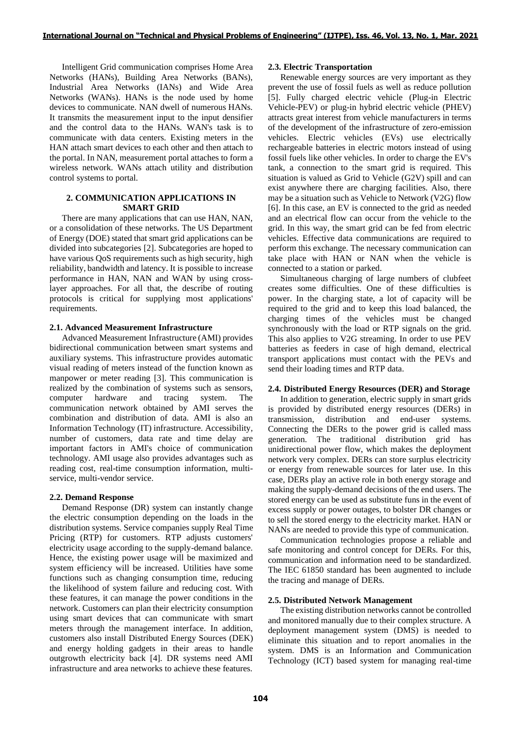Intelligent Grid communication comprises Home Area Networks (HANs), Building Area Networks (BANs), Industrial Area Networks (IANs) and Wide Area Networks (WANs). HANs is the node used by home devices to communicate. NAN dwell of numerous HANs. It transmits the measurement input to the input densifier and the control data to the HANs. WAN's task is to communicate with data centers. Existing meters in the HAN attach smart devices to each other and then attach to the portal. In NAN, measurement portal attaches to form a wireless network. WANs attach utility and distribution control systems to portal.

## 2. COMMUNICATION APPLICATIONS IN SMART GRID

There are many applications that can use HAN, NAN, or a consolidation of these networks. The US Department of Energy (DOE) stated that smart grid applications can be divided into subcategories [2]. Subcategories are hoped to have various QoS requirements such as high security, high reliability, bandwidth and latency. It is possible to increase performance in HAN, NAN and WAN by using cross-layer approaches. For all that, the describe of routing protocols is critical for supplying most applications' requirements.

### 2.1. Advanced Measurement Infrastructure

Advanced Measurement Infrastructure (AMI) provides bidirectional communication between smart systems and auxiliary systems. This infrastructure provides automatic visual reading of meters instead of the function known as manpower or meter reading [3]. This communication is realized by the combination of systems such as sensors, computer hardware and tracing system. The communication network obtained by AMI serves the combination and distribution of data. AMI is also an Information Technology (IT) infrastructure. Accessibility, number of customers, data rate and time delay are important factors in AMI's choice of communication technology. AMI usage also provides advantages such as reading cost, real-time consumption information, multi-service, multi-vendor service.

### 2.2. Demand Response

Demand Response (DR) system can instantly change the electric consumption depending on the loads in the distribution systems. Service companies supply Real Time Pricing (RTP) for customers. RTP adjusts customers' electricity usage according to the supply-demand balance. Hence, the existing power usage will be maximized and system efficiency will be increased. Utilities have some functions such as changing consumption time, reducing the likelihood of system failure and reducing cost. With these features, it can manage the power conditions in the network. Customers can plan their electricity consumption using smart devices that can communicate with smart meters through the management interface. In addition, customers also install Distributed Energy Sources (DEK) and energy holding gadgets in their areas to handle outgrowth electricity back [4]. DR systems need AMI infrastructure and area networks to achieve these features.

### 2.3. Electric Transportation

Renewable energy sources are very important as they prevent the use of fossil fuels as well as reduce pollution [5]. Fully charged electric vehicle (Plug-in Electric Vehicle-PEV) or plug-in hybrid electric vehicle (PHEV) attracts great interest from vehicle manufacturers in terms of the development of the infrastructure of zero-emission vehicles. Electric vehicles (EVs) use electrically rechargeable batteries in electric motors instead of using fossil fuels like other vehicles. In order to charge the EV's tank, a connection to the smart grid is required. This situation is valued as Grid to Vehicle (G2V) spill and can exist anywhere there are charging facilities. Also, there may be a situation such as Vehicle to Network (V2G) flow [6]. In this case, an EV is connected to the grid as needed and an electrical flow can occur from the vehicle to the grid. In this way, the smart grid can be fed from electric vehicles. Effective data communications are required to perform this exchange. The necessary communication can take place with HAN or NAN when the vehicle is connected to a station or parked.

Simultaneous charging of large numbers of clubfeet creates some difficulties. One of these difficulties is power. In the charging state, a lot of capacity will be required to the grid and to keep this load balanced, the charging times of the vehicles must be changed synchronously with the load or RTP signals on the grid. This also applies to V2G streaming. In order to use PEV batteries as feeders in case of high demand, electrical transport applications must contact with the PEVs and send their loading times and RTP data.

### 2.4. Distributed Energy Resources (DER) and Storage

In addition to generation, electric supply in smart grids is provided by distributed energy resources (DERs) in transmission, distribution and end-user systems. Connecting the DERs to the power grid is called mass generation. The traditional distribution grid has unidirectional power flow, which makes the deployment network very complex. DERs can store surplus electricity or energy from renewable sources for later use. In this case, DERs play an active role in both energy storage and making the supply-demand decisions of the end users. The stored energy can be used as substitute funs in the event of excess supply or power outages, to bolster DR changes or to sell the stored energy to the electricity market. HAN or NANs are needed to provide this type of communication.

Communication technologies propose a reliable and safe monitoring and control concept for DERs. For this, communication and information need to be standardized. The IEC 61850 standard has been augmented to include the tracing and manage of DERs.

### 2.5. Distributed Network Management

The existing distribution networks cannot be controlled and monitored manually due to their complex structure. A deployment management system (DMS) is needed to eliminate this situation and to report anomalies in the system. DMS is an Information and Communication Technology (ICT) based system for managing real-time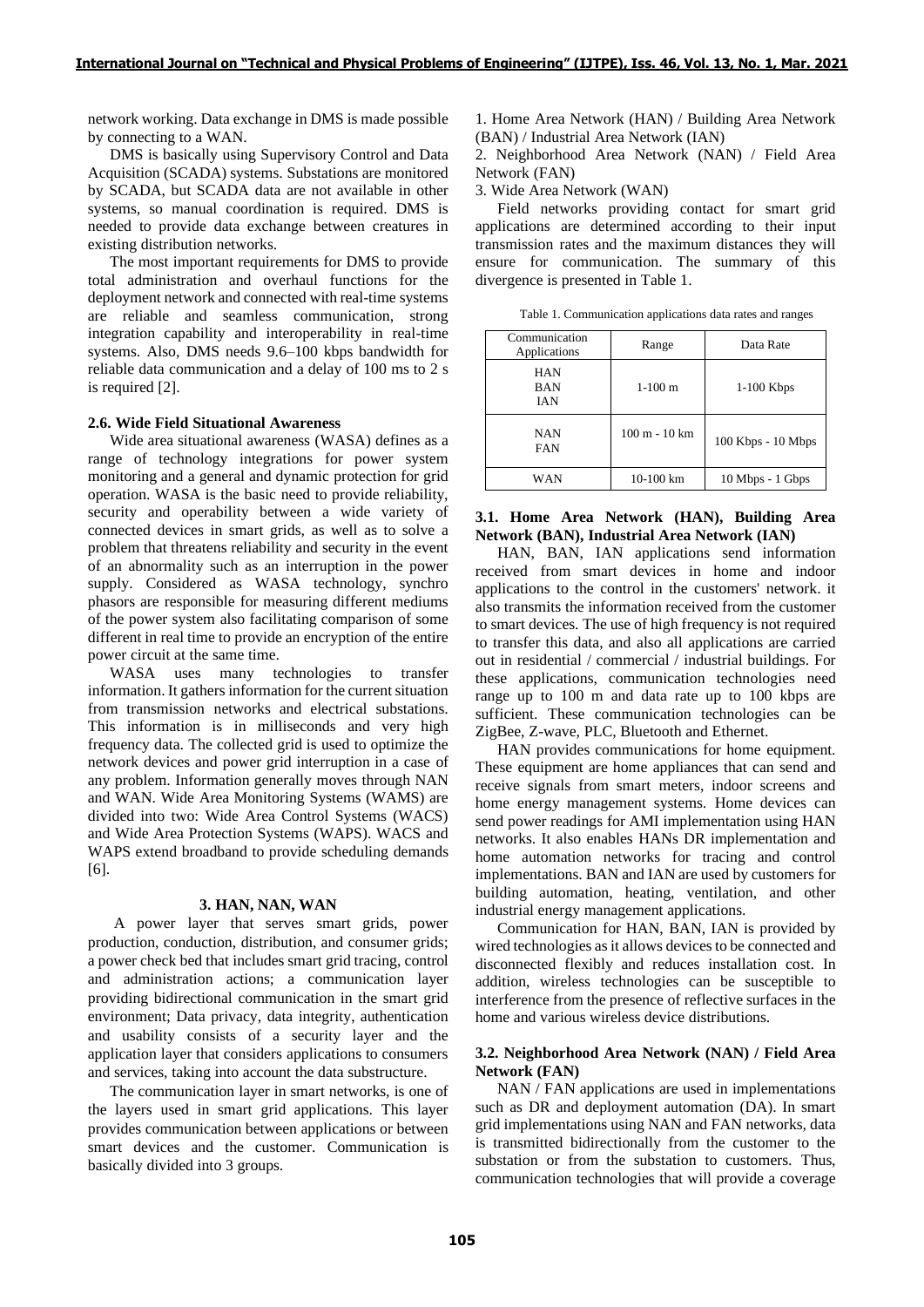network working. Data exchange in DMS is made possible by connecting to a WAN.

DMS is basically using Supervisory Control and Data Acquisition (SCADA) systems. Substations are monitored by SCADA, but SCADA data are not available in other systems, so manual coordination is required. DMS is needed to provide data exchange between creatures in existing distribution networks.

The most important requirements for DMS to provide total administration and overhaul functions for the deployment network and connected with real-time systems are reliable and seamless communication, strong integration capability and interoperability in real-time systems. Also, DMS needs 9.6–100 kbps bandwidth for reliable data communication and a delay of 100 ms to 2 s is required [2].

### 2.6. Wide Field Situational Awareness

Wide area situational awareness (WASA) defines as a range of technology integrations for power system monitoring and a general and dynamic protection for grid operation. WASA is the basic need to provide reliability, security and operability between a wide variety of connected devices in smart grids, as well as to solve a problem that threatens reliability and security in the event of an abnormality such as an interruption in the power supply. Considered as WASA technology, synchro phasors are responsible for measuring different mediums of the power system also facilitating comparison of some different in real time to provide an encryption of the entire power circuit at the same time.

WASA uses many technologies to transfer information. It gathers information for the current situation from transmission networks and electrical substations. This information is in milliseconds and very high frequency data. The collected grid is used to optimize the network devices and power grid interruption in a case of any problem. Information generally moves through NAN and WAN. Wide Area Monitoring Systems (WAMS) are divided into two: Wide Area Control Systems (WACS) and Wide Area Protection Systems (WAPS). WACS and WAPS extend broadband to provide scheduling demands [6].

## 3. HAN, NAN, WAN

A power layer that serves smart grids, power production, conduction, distribution, and consumer grids; a power check bed that includes smart grid tracing, control and administration actions; a communication layer providing bidirectional communication in the smart grid environment; Data privacy, data integrity, authentication and usability consists of a security layer and the application layer that considers applications to consumers and services, taking into account the data substructure.

The communication layer in smart networks, is one of the layers used in smart grid applications. This layer provides communication between applications or between smart devices and the customer. Communication is basically divided into 3 groups.

1. Home Area Network (HAN) / Building Area Network (BAN) / Industrial Area Network (IAN)
2. Neighborhood Area Network (NAN) / Field Area Network (FAN)
3. Wide Area Network (WAN)

Field networks providing contact for smart grid applications are determined according to their input transmission rates and the maximum distances they will ensure for communication. The summary of this divergence is presented in Table 1.

Table 1. Communication applications data rates and ranges

| Communication Applications | Range | Data Rate |
|---|---|---|
| HAN BAN IAN | 1-100 m | 1-100 Kbps |
| NAN FAN | 100 m - 10 km | 100 Kbps - 10 Mbps |
| WAN | 10-100 km | 10 Mbps - 1 Gbps |

### 3.1. Home Area Network (HAN), Building Area Network (BAN), Industrial Area Network (IAN)

HAN, BAN, IAN applications send information received from smart devices in home and indoor applications to the control in the customers' network. it also transmits the information received from the customer to smart devices. The use of high frequency is not required to transfer this data, and also all applications are carried out in residential / commercial / industrial buildings. For these applications, communication technologies need range up to 100 m and data rate up to 100 kbps are sufficient. These communication technologies can be ZigBee, Z-wave, PLC, Bluetooth and Ethernet.

HAN provides communications for home equipment. These equipment are home appliances that can send and receive signals from smart meters, indoor screens and home energy management systems. Home devices can send power readings for AMI implementation using HAN networks. It also enables HANs DR implementation and home automation networks for tracing and control implementations. BAN and IAN are used by customers for building automation, heating, ventilation, and other industrial energy management applications.

Communication for HAN, BAN, IAN is provided by wired technologies as it allows devices to be connected and disconnected flexibly and reduces installation cost. In addition, wireless technologies can be susceptible to interference from the presence of reflective surfaces in the home and various wireless device distributions.

### 3.2. Neighborhood Area Network (NAN) / Field Area Network (FAN)

NAN / FAN applications are used in implementations such as DR and deployment automation (DA). In smart grid implementations using NAN and FAN networks, data is transmitted bidirectionally from the customer to the substation or from the substation to customers. Thus, communication technologies that will provide a coverage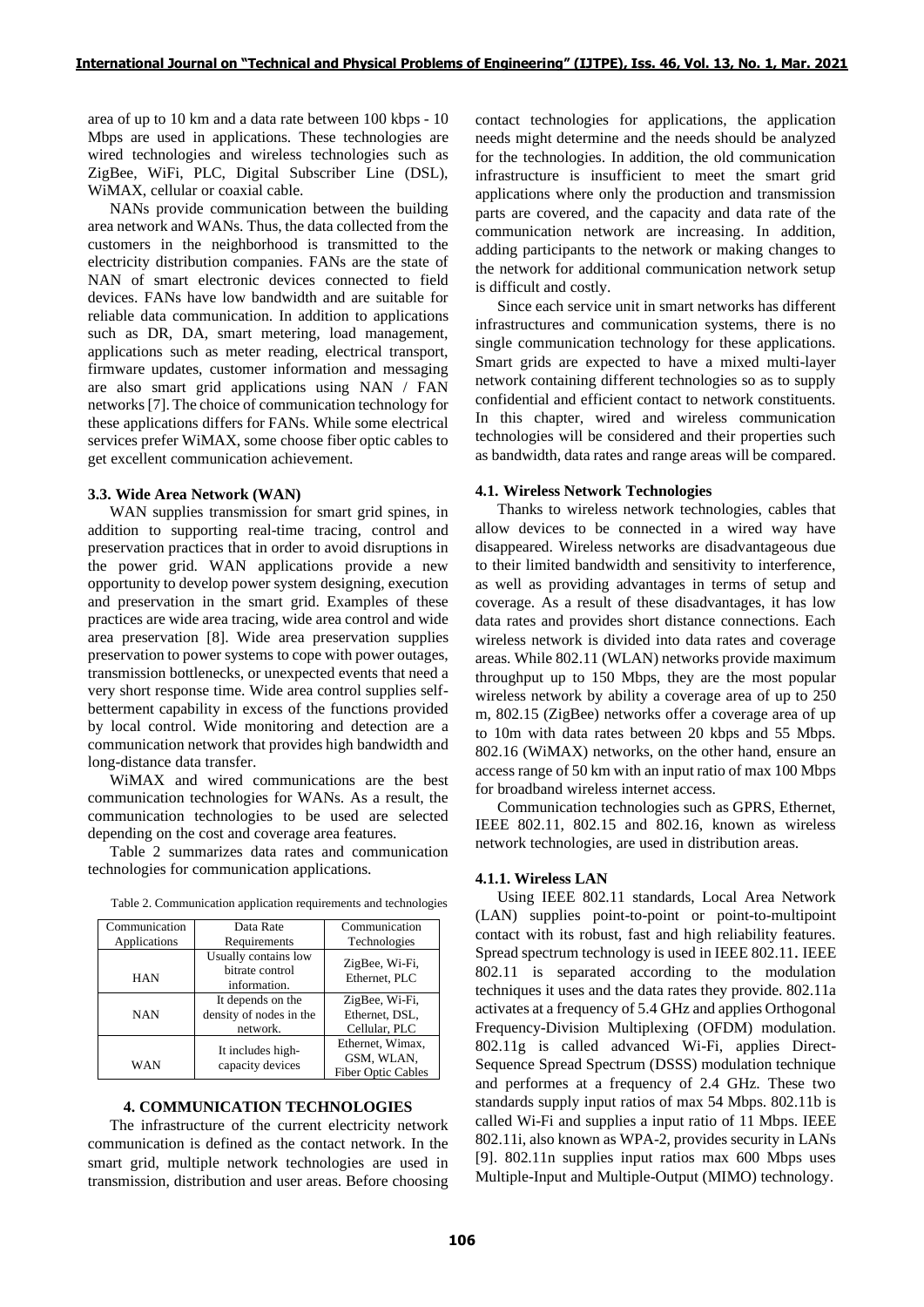area of up to 10 km and a data rate between 100 kbps - 10 Mbps are used in applications. These technologies are wired technologies and wireless technologies such as ZigBee, WiFi, PLC, Digital Subscriber Line (DSL), WiMAX, cellular or coaxial cable.

NANs provide communication between the building area network and WANs. Thus, the data collected from the customers in the neighborhood is transmitted to the electricity distribution companies. FANs are the state of NAN of smart electronic devices connected to field devices. FANs have low bandwidth and are suitable for reliable data communication. In addition to applications such as DR, DA, smart metering, load management, applications such as meter reading, electrical transport, firmware updates, customer information and messaging are also smart grid applications using NAN / FAN networks [7]. The choice of communication technology for these applications differs for FANs. While some electrical services prefer WiMAX, some choose fiber optic cables to get excellent communication achievement.

### 3.3. Wide Area Network (WAN)

WAN supplies transmission for smart grid spines, in addition to supporting real-time tracing, control and preservation practices that in order to avoid disruptions in the power grid. WAN applications provide a new opportunity to develop power system designing, execution and preservation in the smart grid. Examples of these practices are wide area tracing, wide area control and wide area preservation [8]. Wide area preservation supplies preservation to power systems to cope with power outages, transmission bottlenecks, or unexpected events that need a very short response time. Wide area control supplies self-betterment capability in excess of the functions provided by local control. Wide monitoring and detection are a communication network that provides high bandwidth and long-distance data transfer.

WiMAX and wired communications are the best communication technologies for WANs. As a result, the communication technologies to be used are selected depending on the cost and coverage area features.

Table 2 summarizes data rates and communication technologies for communication applications.

Table 2. Communication application requirements and technologies

| Communication Applications | Data Rate Requirements | Communication Technologies |
| --- | --- | --- |
| HAN | Usually contains low bitrate control information. | ZigBee, Wi-Fi, Ethernet, PLC |
| NAN | It depends on the density of nodes in the network. | ZigBee, Wi-Fi, Ethernet, DSL, Cellular, PLC |
| WAN | It includes high-capacity devices | Ethernet, Wimax, GSM, WLAN, Fiber Optic Cables |

## 4. COMMUNICATION TECHNOLOGIES

The infrastructure of the current electricity network communication is defined as the contact network. In the smart grid, multiple network technologies are used in transmission, distribution and user areas. Before choosing contact technologies for applications, the application needs might determine and the needs should be analyzed for the technologies. In addition, the old communication infrastructure is insufficient to meet the smart grid applications where only the production and transmission parts are covered, and the capacity and data rate of the communication network are increasing. In addition, adding participants to the network or making changes to the network for additional communication network setup is difficult and costly.

Since each service unit in smart networks has different infrastructures and communication systems, there is no single communication technology for these applications. Smart grids are expected to have a mixed multi-layer network containing different technologies so as to supply confidential and efficient contact to network constituents. In this chapter, wired and wireless communication technologies will be considered and their properties such as bandwidth, data rates and range areas will be compared.

### 4.1. Wireless Network Technologies

Thanks to wireless network technologies, cables that allow devices to be connected in a wired way have disappeared. Wireless networks are disadvantageous due to their limited bandwidth and sensitivity to interference, as well as providing advantages in terms of setup and coverage. As a result of these disadvantages, it has low data rates and provides short distance connections. Each wireless network is divided into data rates and coverage areas. While 802.11 (WLAN) networks provide maximum throughput up to 150 Mbps, they are the most popular wireless network by ability a coverage area of up to 250 m, 802.15 (ZigBee) networks offer a coverage area of up to 10m with data rates between 20 kbps and 55 Mbps. 802.16 (WiMAX) networks, on the other hand, ensure an access range of 50 km with an input ratio of max 100 Mbps for broadband wireless internet access.

Communication technologies such as GPRS, Ethernet, IEEE 802.11, 802.15 and 802.16, known as wireless network technologies, are used in distribution areas.

#### 4.1.1. Wireless LAN

Using IEEE 802.11 standards, Local Area Network (LAN) supplies point-to-point or point-to-multipoint contact with its robust, fast and high reliability features. Spread spectrum technology is used in IEEE 802.11. IEEE 802.11 is separated according to the modulation techniques it uses and the data rates they provide. 802.11a activates at a frequency of 5.4 GHz and applies Orthogonal Frequency-Division Multiplexing (OFDM) modulation. 802.11g is called advanced Wi-Fi, applies Direct-Sequence Spread Spectrum (DSSS) modulation technique and performes at a frequency of 2.4 GHz. These two standards supply input ratios of max 54 Mbps. 802.11b is called Wi-Fi and supplies a input ratio of 11 Mbps. IEEE 802.11i, also known as WPA-2, provides security in LANs [9]. 802.11n supplies input ratios max 600 Mbps uses Multiple-Input and Multiple-Output (MIMO) technology.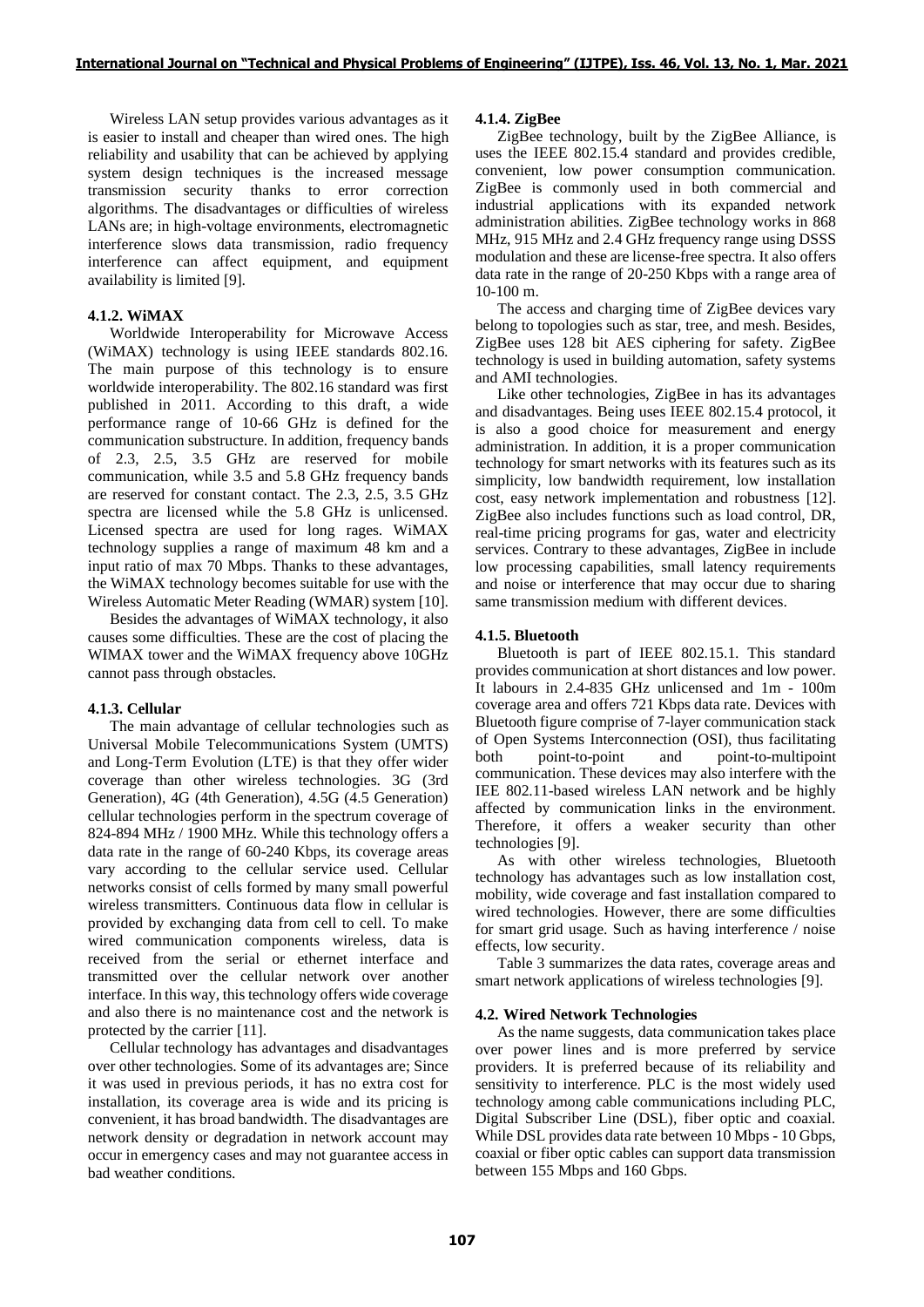Wireless LAN setup provides various advantages as it is easier to install and cheaper than wired ones. The high reliability and usability that can be achieved by applying system design techniques is the increased message transmission security thanks to error correction algorithms. The disadvantages or difficulties of wireless LANs are; in high-voltage environments, electromagnetic interference slows data transmission, radio frequency interference can affect equipment, and equipment availability is limited [9].

#### 4.1.2. WiMAX

Worldwide Interoperability for Microwave Access (WiMAX) technology is using IEEE standards 802.16. The main purpose of this technology is to ensure worldwide interoperability. The 802.16 standard was first published in 2011. According to this draft, a wide performance range of 10-66 GHz is defined for the communication substructure. In addition, frequency bands of 2.3, 2.5, 3.5 GHz are reserved for mobile communication, while 3.5 and 5.8 GHz frequency bands are reserved for constant contact. The 2.3, 2.5, 3.5 GHz spectra are licensed while the 5.8 GHz is unlicensed. Licensed spectra are used for long rages. WiMAX technology supplies a range of maximum 48 km and a input ratio of max 70 Mbps. Thanks to these advantages, the WiMAX technology becomes suitable for use with the Wireless Automatic Meter Reading (WMAR) system [10].

Besides the advantages of WiMAX technology, it also causes some difficulties. These are the cost of placing the WIMAX tower and the WiMAX frequency above 10GHz cannot pass through obstacles.

#### 4.1.3. Cellular

The main advantage of cellular technologies such as Universal Mobile Telecommunications System (UMTS) and Long-Term Evolution (LTE) is that they offer wider coverage than other wireless technologies. 3G (3rd Generation), 4G (4th Generation), 4.5G (4.5 Generation) cellular technologies perform in the spectrum coverage of 824-894 MHz / 1900 MHz. While this technology offers a data rate in the range of 60-240 Kbps, its coverage areas vary according to the cellular service used. Cellular networks consist of cells formed by many small powerful wireless transmitters. Continuous data flow in cellular is provided by exchanging data from cell to cell. To make wired communication components wireless, data is received from the serial or ethernet interface and transmitted over the cellular network over another interface. In this way, this technology offers wide coverage and also there is no maintenance cost and the network is protected by the carrier [11].

Cellular technology has advantages and disadvantages over other technologies. Some of its advantages are; Since it was used in previous periods, it has no extra cost for installation, its coverage area is wide and its pricing is convenient, it has broad bandwidth. The disadvantages are network density or degradation in network account may occur in emergency cases and may not guarantee access in bad weather conditions.

#### 4.1.4. ZigBee

ZigBee technology, built by the ZigBee Alliance, is uses the IEEE 802.15.4 standard and provides credible, convenient, low power consumption communication. ZigBee is commonly used in both commercial and industrial applications with its expanded network administration abilities. ZigBee technology works in 868 MHz, 915 MHz and 2.4 GHz frequency range using DSSS modulation and these are license-free spectra. It also offers data rate in the range of 20-250 Kbps with a range area of 10-100 m.

The access and charging time of ZigBee devices vary belong to topologies such as star, tree, and mesh. Besides, ZigBee uses 128 bit AES ciphering for safety. ZigBee technology is used in building automation, safety systems and AMI technologies.

Like other technologies, ZigBee in has its advantages and disadvantages. Being uses IEEE 802.15.4 protocol, it is also a good choice for measurement and energy administration. In addition, it is a proper communication technology for smart networks with its features such as its simplicity, low bandwidth requirement, low installation cost, easy network implementation and robustness [12]. ZigBee also includes functions such as load control, DR, real-time pricing programs for gas, water and electricity services. Contrary to these advantages, ZigBee in include low processing capabilities, small latency requirements and noise or interference that may occur due to sharing same transmission medium with different devices.

#### 4.1.5. Bluetooth

Bluetooth is part of IEEE 802.15.1. This standard provides communication at short distances and low power. It labours in 2.4-835 GHz unlicensed and 1m - 100m coverage area and offers 721 Kbps data rate. Devices with Bluetooth figure comprise of 7-layer communication stack of Open Systems Interconnection (OSI), thus facilitating both point-to-point and point-to-multipoint communication. These devices may also interfere with the IEE 802.11-based wireless LAN network and be highly affected by communication links in the environment. Therefore, it offers a weaker security than other technologies [9].

As with other wireless technologies, Bluetooth technology has advantages such as low installation cost, mobility, wide coverage and fast installation compared to wired technologies. However, there are some difficulties for smart grid usage. Such as having interference / noise effects, low security.

Table 3 summarizes the data rates, coverage areas and smart network applications of wireless technologies [9].

### 4.2. Wired Network Technologies

As the name suggests, data communication takes place over power lines and is more preferred by service providers. It is preferred because of its reliability and sensitivity to interference. PLC is the most widely used technology among cable communications including PLC, Digital Subscriber Line (DSL), fiber optic and coaxial. While DSL provides data rate between 10 Mbps - 10 Gbps, coaxial or fiber optic cables can support data transmission between 155 Mbps and 160 Gbps.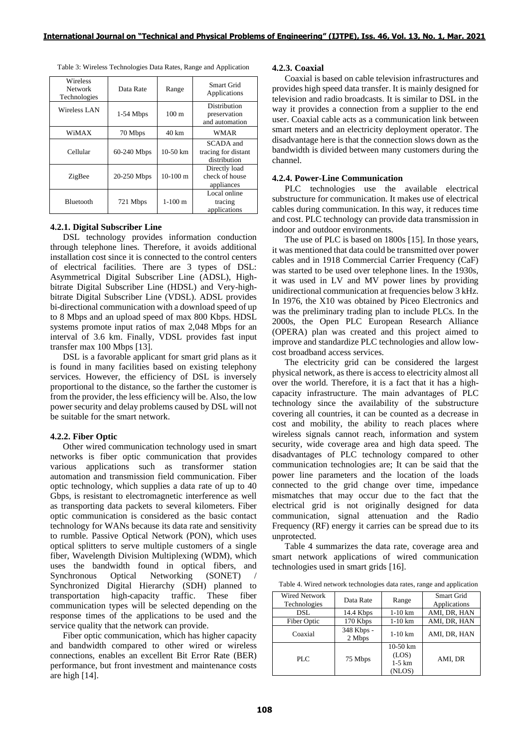Table 3: Wireless Technologies Data Rates, Range and Application

| Wireless Network Technologies | Data Rate | Range | Smart Grid Applications |
|---|---|---|---|
| Wireless LAN | 1-54 Mbps | 100 m | Distribution preservation and automation |
| WiMAX | 70 Mbps | 40 km | WMAR |
| Cellular | 60-240 Mbps | 10-50 km | SCADA and tracing for distant distribution |
| ZigBee | 20-250 Mbps | 10-100 m | Directly load check of house appliances |
| Bluetooth | 721 Mbps | 1-100 m | Local online tracing applications |

#### 4.2.1. Digital Subscriber Line

DSL technology provides information conduction through telephone lines. Therefore, it avoids additional installation cost since it is connected to the control centers of electrical facilities. There are 3 types of DSL: Asymmetrical Digital Subscriber Line (ADSL), High-bitrate Digital Subscriber Line (HDSL) and Very-high-bitrate Digital Subscriber Line (VDSL). ADSL provides bi-directional communication with a download speed of up to 8 Mbps and an upload speed of max 800 Kbps. HDSL systems promote input ratios of max 2,048 Mbps for an interval of 3.6 km. Finally, VDSL provides fast input transfer max 100 Mbps [13].

DSL is a favorable applicant for smart grid plans as it is found in many facilities based on existing telephony services. However, the efficiency of DSL is inversely proportional to the distance, so the farther the customer is from the provider, the less efficiency will be. Also, the low power security and delay problems caused by DSL will not be suitable for the smart network.

#### 4.2.2. Fiber Optic

Other wired communication technology used in smart networks is fiber optic communication that provides various applications such as transformer station automation and transmission field communication. Fiber optic technology, which supplies a data rate of up to 40 Gbps, is resistant to electromagnetic interference as well as transporting data packets to several kilometers. Fiber optic communication is considered as the basic contact technology for WANs because its data rate and sensitivity to rumble. Passive Optical Network (PON), which uses optical splitters to serve multiple customers of a single fiber, Wavelength Division Multiplexing (WDM), which uses the bandwidth found in optical fibers, and Synchronous Optical Networking (SONET) / Synchronized Digital Hierarchy (SDH) planned to transportation high-capacity traffic. These fiber communication types will be selected depending on the response times of the applications to be used and the service quality that the network can provide.

Fiber optic communication, which has higher capacity and bandwidth compared to other wired or wireless connections, enables an excellent Bit Error Rate (BER) performance, but front investment and maintenance costs are high [14].

#### 4.2.3. Coaxial

Coaxial is based on cable television infrastructures and provides high speed data transfer. It is mainly designed for television and radio broadcasts. It is similar to DSL in the way it provides a connection from a supplier to the end user. Coaxial cable acts as a communication link between smart meters and an electricity deployment operator. The disadvantage here is that the connection slows down as the bandwidth is divided between many customers during the channel.

#### 4.2.4. Power-Line Communication

PLC technologies use the available electrical substructure for communication. It makes use of electrical cables during communication. In this way, it reduces time and cost. PLC technology can provide data transmission in indoor and outdoor environments.

The use of PLC is based on 1800s [15]. In those years, it was mentioned that data could be transmitted over power cables and in 1918 Commercial Carrier Frequency (CaF) was started to be used over telephone lines. In the 1930s, it was used in LV and MV power lines by providing unidirectional communication at frequencies below 3 kHz. In 1976, the X10 was obtained by Piceo Electronics and was the preliminary trading plan to include PLCs. In the 2000s, the Open PLC European Research Alliance (OPERA) plan was created and this project aimed to improve and standardize PLC technologies and allow low-cost broadband access services.

The electricity grid can be considered the largest physical network, as there is access to electricity almost all over the world. Therefore, it is a fact that it has a high-capacity infrastructure. The main advantages of PLC technology since the availability of the substructure covering all countries, it can be counted as a decrease in cost and mobility, the ability to reach places where wireless signals cannot reach, information and system security, wide coverage area and high data speed. The disadvantages of PLC technology compared to other communication technologies are; It can be said that the power line parameters and the location of the loads connected to the grid change over time, impedance mismatches that may occur due to the fact that the electrical grid is not originally designed for data communication, signal attenuation and the Radio Frequency (RF) energy it carries can be spread due to its unprotected.

Table 4 summarizes the data rate, coverage area and smart network applications of wired communication technologies used in smart grids [16].

Table 4. Wired network technologies data rates, range and application

| Wired Network Technologies | Data Rate | Range | Smart Grid Applications |
|---|---|---|---|
| DSL | 14.4 Kbps | 1-10 km | AMI, DR, HAN |
| Fiber Optic | 170 Kbps | 1-10 km | AMI, DR, HAN |
| Coaxial | 348 Kbps - 2 Mbps | 1-10 km | AMI, DR, HAN |
| PLC | 75 Mbps | 10-50 km (LOS) 1-5 km (NLOS) | AMI, DR |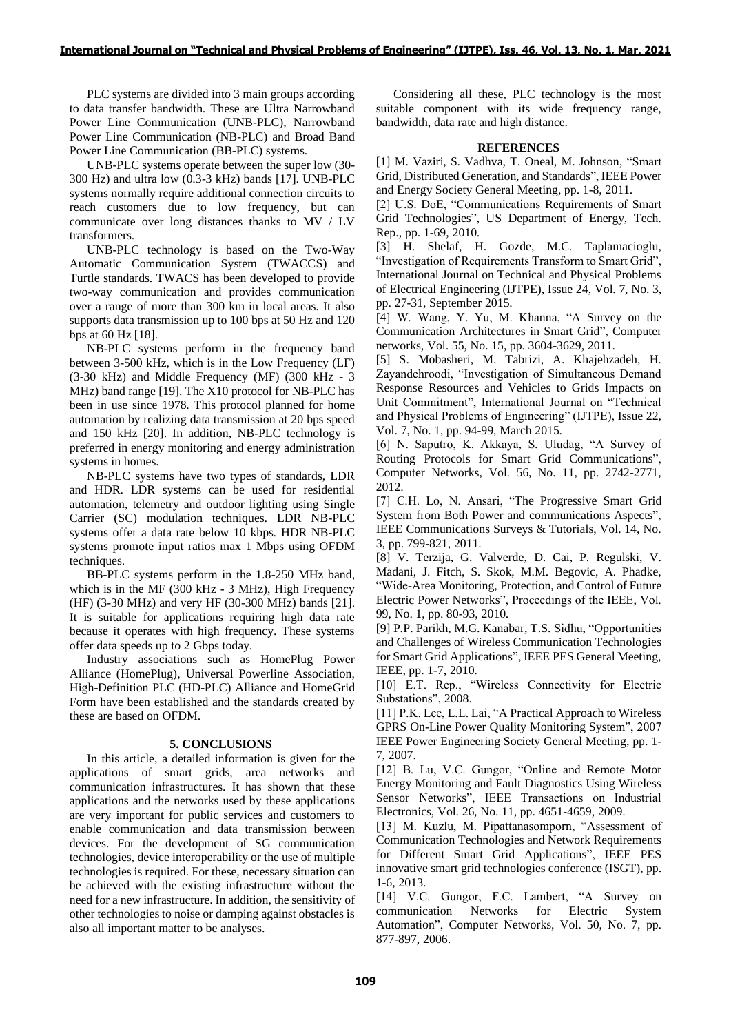PLC systems are divided into 3 main groups according to data transfer bandwidth. These are Ultra Narrowband Power Line Communication (UNB-PLC), Narrowband Power Line Communication (NB-PLC) and Broad Band Power Line Communication (BB-PLC) systems.

UNB-PLC systems operate between the super low (30-300 Hz) and ultra low (0.3-3 kHz) bands [17]. UNB-PLC systems normally require additional connection circuits to reach customers due to low frequency, but can communicate over long distances thanks to MV / LV transformers.

UNB-PLC technology is based on the Two-Way Automatic Communication System (TWACCS) and Turtle standards. TWACS has been developed to provide two-way communication and provides communication over a range of more than 300 km in local areas. It also supports data transmission up to 100 bps at 50 Hz and 120 bps at 60 Hz [18].

NB-PLC systems perform in the frequency band between 3-500 kHz, which is in the Low Frequency (LF) (3-30 kHz) and Middle Frequency (MF) (300 kHz - 3 MHz) band range [19]. The X10 protocol for NB-PLC has been in use since 1978. This protocol planned for home automation by realizing data transmission at 20 bps speed and 150 kHz [20]. In addition, NB-PLC technology is preferred in energy monitoring and energy administration systems in homes.

NB-PLC systems have two types of standards, LDR and HDR. LDR systems can be used for residential automation, telemetry and outdoor lighting using Single Carrier (SC) modulation techniques. LDR NB-PLC systems offer a data rate below 10 kbps. HDR NB-PLC systems promote input ratios max 1 Mbps using OFDM techniques.

BB-PLC systems perform in the 1.8-250 MHz band, which is in the MF (300 kHz - 3 MHz), High Frequency (HF) (3-30 MHz) and very HF (30-300 MHz) bands [21]. It is suitable for applications requiring high data rate because it operates with high frequency. These systems offer data speeds up to 2 Gbps today.

Industry associations such as HomePlug Power Alliance (HomePlug), Universal Powerline Association, High-Definition PLC (HD-PLC) Alliance and HomeGrid Form have been established and the standards created by these are based on OFDM.

## 5. CONCLUSIONS

In this article, a detailed information is given for the applications of smart grids, area networks and communication infrastructures. It has shown that these applications and the networks used by these applications are very important for public services and customers to enable communication and data transmission between devices. For the development of SG communication technologies, device interoperability or the use of multiple technologies is required. For these, necessary situation can be achieved with the existing infrastructure without the need for a new infrastructure. In addition, the sensitivity of other technologies to noise or damping against obstacles is also all important matter to be analyses.

Considering all these, PLC technology is the most suitable component with its wide frequency range, bandwidth, data rate and high distance.

## REFERENCES

[1] M. Vaziri, S. Vadhva, T. Oneal, M. Johnson, "Smart Grid, Distributed Generation, and Standards", IEEE Power and Energy Society General Meeting, pp. 1-8, 2011.

[2] U.S. DoE, "Communications Requirements of Smart Grid Technologies", US Department of Energy, Tech. Rep., pp. 1-69, 2010.

[3] H. Shelaf, H. Gozde, M.C. Taplamacioglu, "Investigation of Requirements Transform to Smart Grid", International Journal on Technical and Physical Problems of Electrical Engineering (IJTPE), Issue 24, Vol. 7, No. 3, pp. 27-31, September 2015.

[4] W. Wang, Y. Yu, M. Khanna, "A Survey on the Communication Architectures in Smart Grid", Computer networks, Vol. 55, No. 15, pp. 3604-3629, 2011.

[5] S. Mobasheri, M. Tabrizi, A. Khajehzadeh, H. Zayandehroodi, "Investigation of Simultaneous Demand Response Resources and Vehicles to Grids Impacts on Unit Commitment", International Journal on "Technical and Physical Problems of Engineering" (IJTPE), Issue 22, Vol. 7, No. 1, pp. 94-99, March 2015.

[6] N. Saputro, K. Akkaya, S. Uludag, "A Survey of Routing Protocols for Smart Grid Communications", Computer Networks, Vol. 56, No. 11, pp. 2742-2771, 2012.

[7] C.H. Lo, N. Ansari, "The Progressive Smart Grid System from Both Power and communications Aspects", IEEE Communications Surveys & Tutorials, Vol. 14, No. 3, pp. 799-821, 2011.

[8] V. Terzija, G. Valverde, D. Cai, P. Regulski, V. Madani, J. Fitch, S. Skok, M.M. Begovic, A. Phadke, "Wide-Area Monitoring, Protection, and Control of Future Electric Power Networks", Proceedings of the IEEE, Vol. 99, No. 1, pp. 80-93, 2010.

[9] P.P. Parikh, M.G. Kanabar, T.S. Sidhu, "Opportunities and Challenges of Wireless Communication Technologies for Smart Grid Applications", IEEE PES General Meeting, IEEE, pp. 1-7, 2010.

[10] E.T. Rep., "Wireless Connectivity for Electric Substations", 2008.

[11] P.K. Lee, L.L. Lai, "A Practical Approach to Wireless GPRS On-Line Power Quality Monitoring System", 2007 IEEE Power Engineering Society General Meeting, pp. 1-7, 2007.

[12] B. Lu, V.C. Gungor, "Online and Remote Motor Energy Monitoring and Fault Diagnostics Using Wireless Sensor Networks", IEEE Transactions on Industrial Electronics, Vol. 26, No. 11, pp. 4651-4659, 2009.

[13] M. Kuzlu, M. Pipattanasomporn, "Assessment of Communication Technologies and Network Requirements for Different Smart Grid Applications", IEEE PES innovative smart grid technologies conference (ISGT), pp. 1-6, 2013.

[14] V.C. Gungor, F.C. Lambert, "A Survey on communication Networks for Electric System Automation", Computer Networks, Vol. 50, No. 7, pp. 877-897, 2006.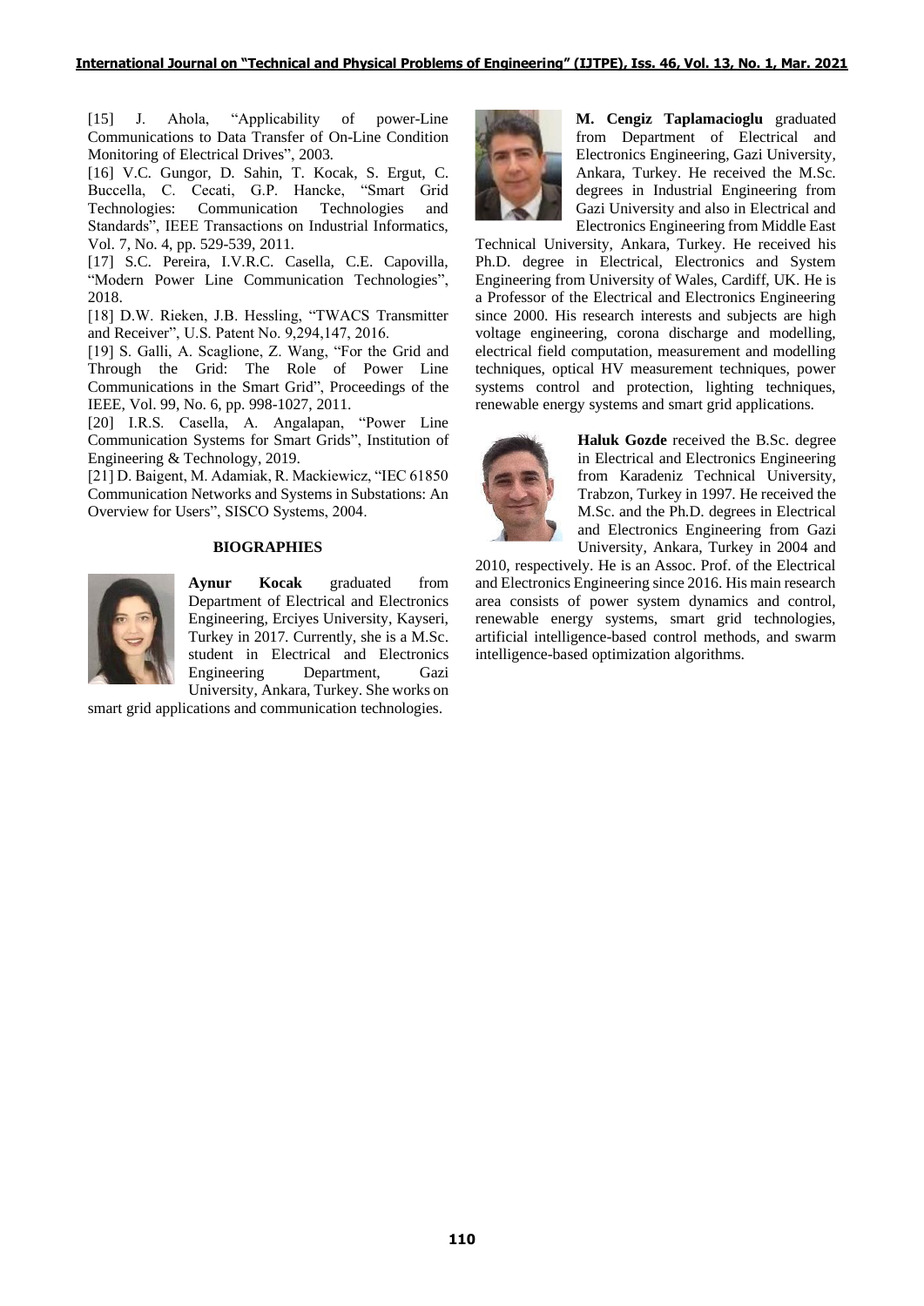[15] J. Ahola, "Applicability of power-Line Communications to Data Transfer of On-Line Condition Monitoring of Electrical Drives", 2003.

[16] V.C. Gungor, D. Sahin, T. Kocak, S. Ergut, C. Buccella, C. Cecati, G.P. Hancke, "Smart Grid Technologies: Communication Technologies and Standards", IEEE Transactions on Industrial Informatics, Vol. 7, No. 4, pp. 529-539, 2011.

[17] S.C. Pereira, I.V.R.C. Casella, C.E. Capovilla, "Modern Power Line Communication Technologies", 2018.

[18] D.W. Rieken, J.B. Hessling, "TWACS Transmitter and Receiver", U.S. Patent No. 9,294,147, 2016.

[19] S. Galli, A. Scaglione, Z. Wang, "For the Grid and Through the Grid: The Role of Power Line Communications in the Smart Grid", Proceedings of the IEEE, Vol. 99, No. 6, pp. 998-1027, 2011.

[20] I.R.S. Casella, A. Angalapan, "Power Line Communication Systems for Smart Grids", Institution of Engineering & Technology, 2019.

[21] D. Baigent, M. Adamiak, R. Mackiewicz, "IEC 61850 Communication Networks and Systems in Substations: An Overview for Users", SISCO Systems, 2004.

## BIOGRAPHIES

**Aynur Kocak** graduated from Department of Electrical and Electronics Engineering, Erciyes University, Kayseri, Turkey in 2017. Currently, she is a M.Sc. student in Electrical and Electronics Engineering Department, Gazi University, Ankara, Turkey. She works on smart grid applications and communication technologies.

**M. Cengiz Taplamacioglu** graduated from Department of Electrical and Electronics Engineering, Gazi University, Ankara, Turkey. He received the M.Sc. degrees in Industrial Engineering from Gazi University and also in Electrical and Electronics Engineering from Middle East Technical University, Ankara, Turkey. He received his Ph.D. degree in Electrical, Electronics and System Engineering from University of Wales, Cardiff, UK. He is a Professor of the Electrical and Electronics Engineering since 2000. His research interests and subjects are high voltage engineering, corona discharge and modelling, electrical field computation, measurement and modelling techniques, optical HV measurement techniques, power systems control and protection, lighting techniques, renewable energy systems and smart grid applications.

**Haluk Gozde** received the B.Sc. degree in Electrical and Electronics Engineering from Karadeniz Technical University, Trabzon, Turkey in 1997. He received the M.Sc. and the Ph.D. degrees in Electrical and Electronics Engineering from Gazi University, Ankara, Turkey in 2004 and 2010, respectively. He is an Assoc. Prof. of the Electrical and Electronics Engineering since 2016. His main research area consists of power system dynamics and control, renewable energy systems, smart grid technologies, artificial intelligence-based control methods, and swarm intelligence-based optimization algorithms.